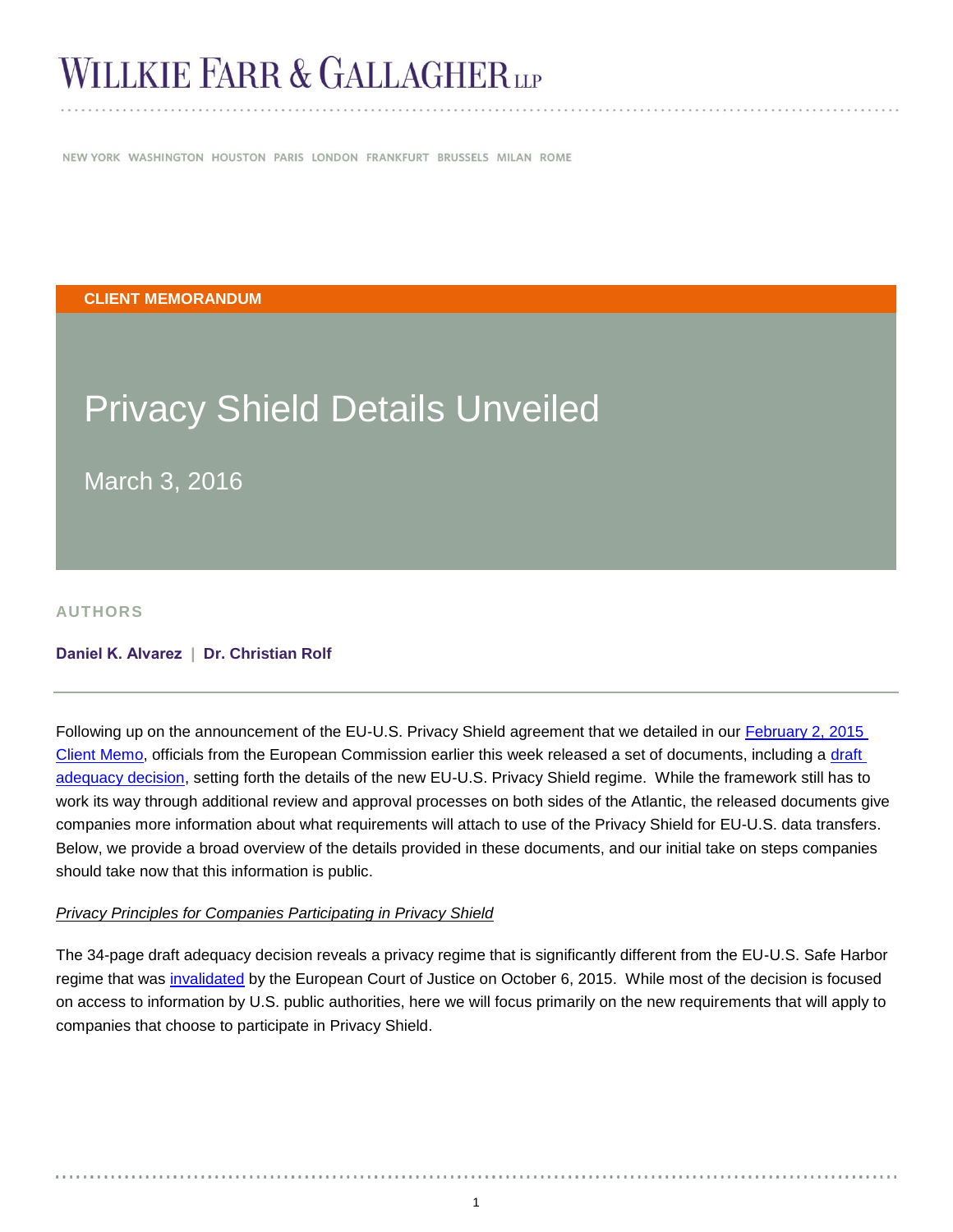# WILLKIE FARR & GALLAGHER LLP

NEW YORK WASHINGTON HOUSTON PARIS LONDON FRANKFURT BRUSSELS MILAN ROME

**CLIENT MEMORANDUM**

# Privacy Shield Details Unveiled

March 3, 2016

## AUTHORS

**Daniel K. Alvarez | Dr. Christian Rolf**

---

Following up on the announcement of the EU-U.S. Privacy Shield agreement that we detailed in our February 2, 2015 Client Memo, officials from the European Commission earlier this week released a set of documents, including a draft adequacy decision, setting forth the details of the new EU-U.S. Privacy Shield regime. While the framework still has to work its way through additional review and approval processes on both sides of the Atlantic, the released documents give companies more information about what requirements will attach to use of the Privacy Shield for EU-U.S. data transfers. Below, we provide a broad overview of the details provided in these documents, and our initial take on steps companies should take now that this information is public.

*Privacy Principles for Companies Participating in Privacy Shield*

The 34-page draft adequacy decision reveals a privacy regime that is significantly different from the EU-U.S. Safe Harbor regime that was invalidated by the European Court of Justice on October 6, 2015. While most of the decision is focused on access to information by U.S. public authorities, here we will focus primarily on the new requirements that will apply to companies that choose to participate in Privacy Shield.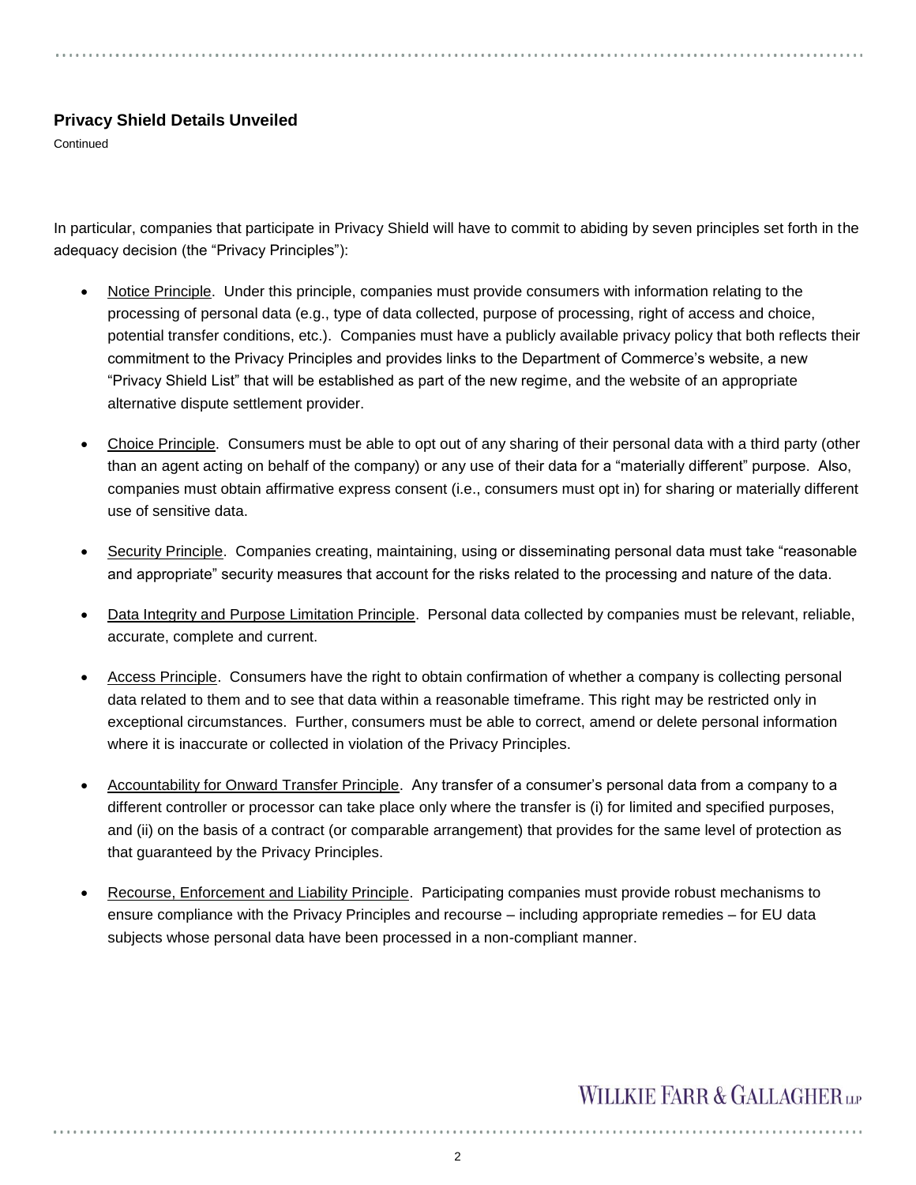**Privacy Shield Details Unveiled**

Continued

In particular, companies that participate in Privacy Shield will have to commit to abiding by seven principles set forth in the adequacy decision (the "Privacy Principles"):

- Notice Principle. Under this principle, companies must provide consumers with information relating to the processing of personal data (e.g., type of data collected, purpose of processing, right of access and choice, potential transfer conditions, etc.). Companies must have a publicly available privacy policy that both reflects their commitment to the Privacy Principles and provides links to the Department of Commerce's website, a new "Privacy Shield List" that will be established as part of the new regime, and the website of an appropriate alternative dispute settlement provider.

- Choice Principle. Consumers must be able to opt out of any sharing of their personal data with a third party (other than an agent acting on behalf of the company) or any use of their data for a "materially different" purpose. Also, companies must obtain affirmative express consent (i.e., consumers must opt in) for sharing or materially different use of sensitive data.

- Security Principle. Companies creating, maintaining, using or disseminating personal data must take "reasonable and appropriate" security measures that account for the risks related to the processing and nature of the data.

- Data Integrity and Purpose Limitation Principle. Personal data collected by companies must be relevant, reliable, accurate, complete and current.

- Access Principle. Consumers have the right to obtain confirmation of whether a company is collecting personal data related to them and to see that data within a reasonable timeframe. This right may be restricted only in exceptional circumstances. Further, consumers must be able to correct, amend or delete personal information where it is inaccurate or collected in violation of the Privacy Principles.

- Accountability for Onward Transfer Principle. Any transfer of a consumer's personal data from a company to a different controller or processor can take place only where the transfer is (i) for limited and specified purposes, and (ii) on the basis of a contract (or comparable arrangement) that provides for the same level of protection as that guaranteed by the Privacy Principles.

- Recourse, Enforcement and Liability Principle. Participating companies must provide robust mechanisms to ensure compliance with the Privacy Principles and recourse – including appropriate remedies – for EU data subjects whose personal data have been processed in a non-compliant manner.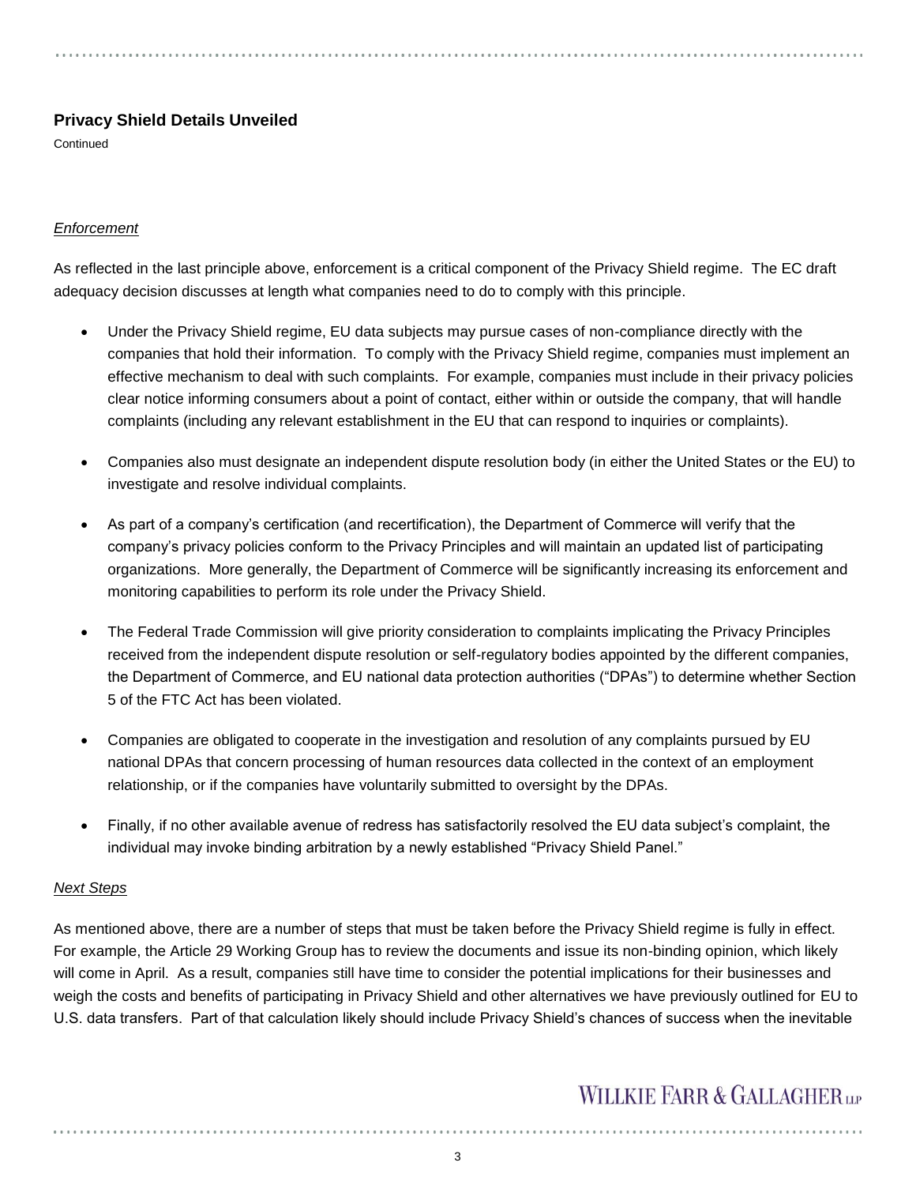## Privacy Shield Details Unveiled

Continued

### *Enforcement*

As reflected in the last principle above, enforcement is a critical component of the Privacy Shield regime. The EC draft adequacy decision discusses at length what companies need to do to comply with this principle.

- Under the Privacy Shield regime, EU data subjects may pursue cases of non-compliance directly with the companies that hold their information. To comply with the Privacy Shield regime, companies must implement an effective mechanism to deal with such complaints. For example, companies must include in their privacy policies clear notice informing consumers about a point of contact, either within or outside the company, that will handle complaints (including any relevant establishment in the EU that can respond to inquiries or complaints).

- Companies also must designate an independent dispute resolution body (in either the United States or the EU) to investigate and resolve individual complaints.

- As part of a company's certification (and recertification), the Department of Commerce will verify that the company's privacy policies conform to the Privacy Principles and will maintain an updated list of participating organizations. More generally, the Department of Commerce will be significantly increasing its enforcement and monitoring capabilities to perform its role under the Privacy Shield.

- The Federal Trade Commission will give priority consideration to complaints implicating the Privacy Principles received from the independent dispute resolution or self-regulatory bodies appointed by the different companies, the Department of Commerce, and EU national data protection authorities ("DPAs") to determine whether Section 5 of the FTC Act has been violated.

- Companies are obligated to cooperate in the investigation and resolution of any complaints pursued by EU national DPAs that concern processing of human resources data collected in the context of an employment relationship, or if the companies have voluntarily submitted to oversight by the DPAs.

- Finally, if no other available avenue of redress has satisfactorily resolved the EU data subject's complaint, the individual may invoke binding arbitration by a newly established "Privacy Shield Panel."

### *Next Steps*

As mentioned above, there are a number of steps that must be taken before the Privacy Shield regime is fully in effect. For example, the Article 29 Working Group has to review the documents and issue its non-binding opinion, which likely will come in April. As a result, companies still have time to consider the potential implications for their businesses and weigh the costs and benefits of participating in Privacy Shield and other alternatives we have previously outlined for EU to U.S. data transfers. Part of that calculation likely should include Privacy Shield's chances of success when the inevitable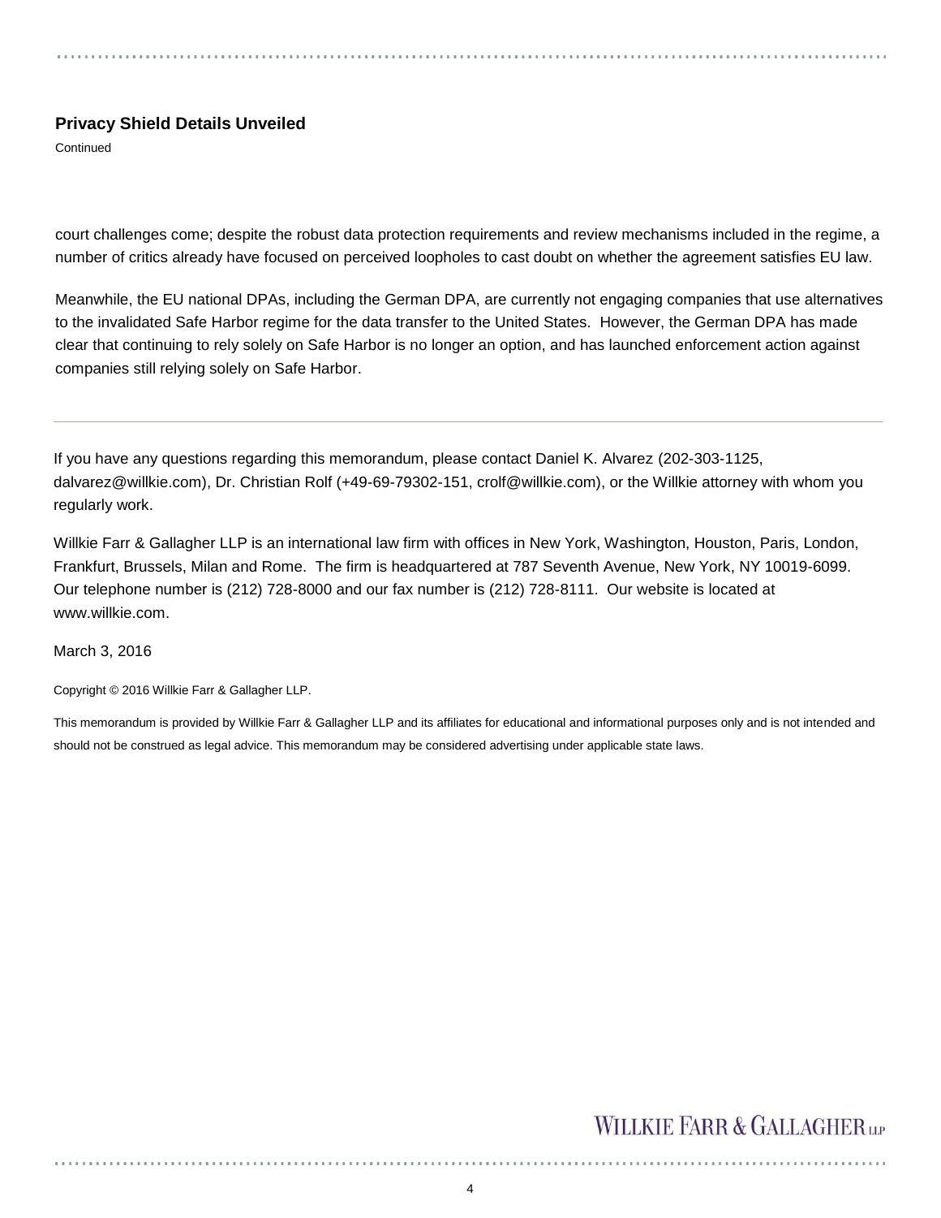court challenges come; despite the robust data protection requirements and review mechanisms included in the regime, a number of critics already have focused on perceived loopholes to cast doubt on whether the agreement satisfies EU law.

Meanwhile, the EU national DPAs, including the German DPA, are currently not engaging companies that use alternatives to the invalidated Safe Harbor regime for the data transfer to the United States. However, the German DPA has made clear that continuing to rely solely on Safe Harbor is no longer an option, and has launched enforcement action against companies still relying solely on Safe Harbor.

---

If you have any questions regarding this memorandum, please contact Daniel K. Alvarez (202-303-1125, dalvarez@willkie.com), Dr. Christian Rolf (+49-69-79302-151, crolf@willkie.com), or the Willkie attorney with whom you regularly work.

Willkie Farr & Gallagher LLP is an international law firm with offices in New York, Washington, Houston, Paris, London, Frankfurt, Brussels, Milan and Rome. The firm is headquartered at 787 Seventh Avenue, New York, NY 10019-6099. Our telephone number is (212) 728-8000 and our fax number is (212) 728-8111. Our website is located at www.willkie.com.

March 3, 2016

Copyright © 2016 Willkie Farr & Gallagher LLP.

This memorandum is provided by Willkie Farr & Gallagher LLP and its affiliates for educational and informational purposes only and is not intended and should not be construed as legal advice. This memorandum may be considered advertising under applicable state laws.